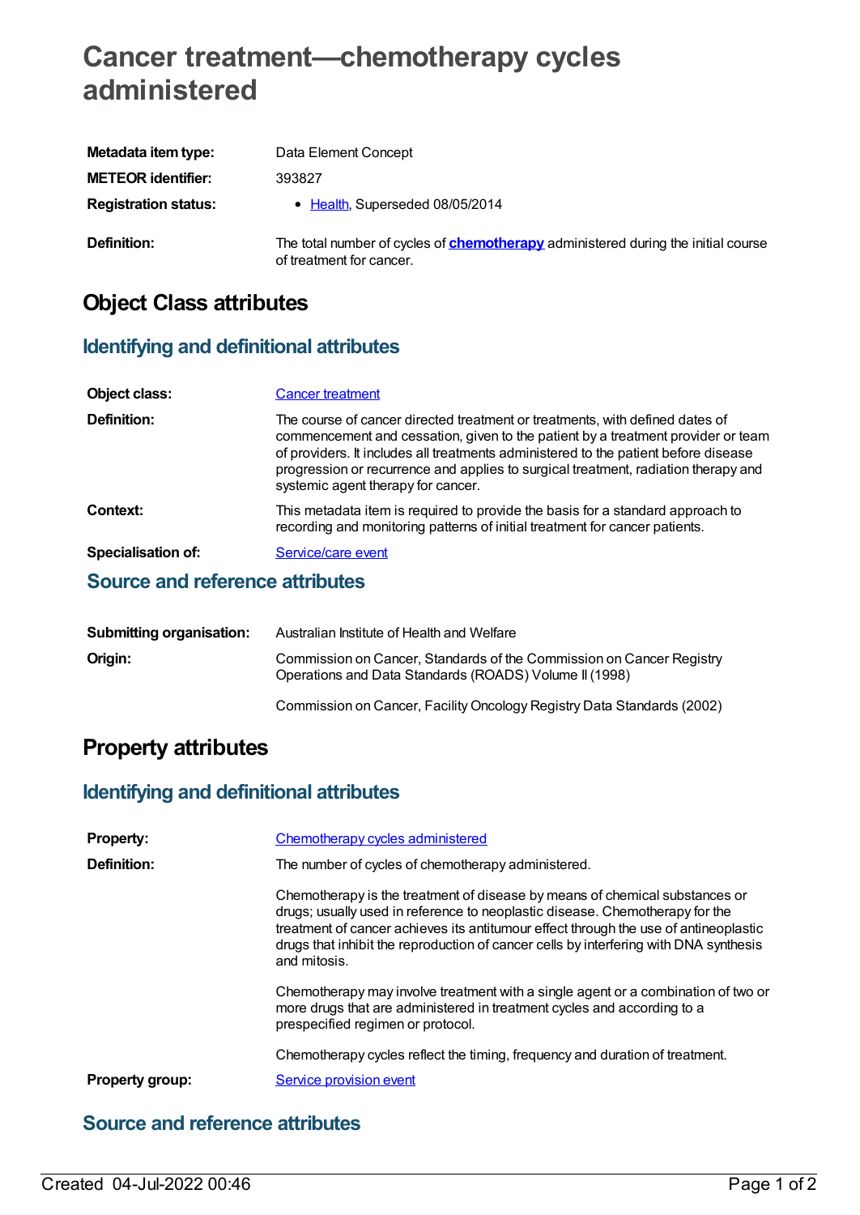# Cancer treatment—chemotherapy cycles administered

| | |
|---|---|
| **Metadata item type:** | Data Element Concept |
| **METEOR identifier:** | 393827 |
| **Registration status:** | • Health, Superseded 08/05/2014 |
| **Definition:** | The total number of cycles of **chemotherapy** administered during the initial course of treatment for cancer. |

## Object Class attributes

### Identifying and definitional attributes

| | |
|---|---|
| **Object class:** | Cancer treatment |
| **Definition:** | The course of cancer directed treatment or treatments, with defined dates of commencement and cessation, given to the patient by a treatment provider or team of providers. It includes all treatments administered to the patient before disease progression or recurrence and applies to surgical treatment, radiation therapy and systemic agent therapy for cancer. |
| **Context:** | This metadata item is required to provide the basis for a standard approach to recording and monitoring patterns of initial treatment for cancer patients. |
| **Specialisation of:** | Service/care event |

### Source and reference attributes

| | |
|---|---|
| **Submitting organisation:** | Australian Institute of Health and Welfare |
| **Origin:** | Commission on Cancer, Standards of the Commission on Cancer Registry Operations and Data Standards (ROADS) Volume II (1998)<br><br>Commission on Cancer, Facility Oncology Registry Data Standards (2002) |

## Property attributes

### Identifying and definitional attributes

| | |
|---|---|
| **Property:** | Chemotherapy cycles administered |
| **Definition:** | The number of cycles of chemotherapy administered.<br><br>Chemotherapy is the treatment of disease by means of chemical substances or drugs; usually used in reference to neoplastic disease. Chemotherapy for the treatment of cancer achieves its antitumour effect through the use of antineoplastic drugs that inhibit the reproduction of cancer cells by interfering with DNA synthesis and mitosis.<br><br>Chemotherapy may involve treatment with a single agent or a combination of two or more drugs that are administered in treatment cycles and according to a prespecified regimen or protocol.<br><br>Chemotherapy cycles reflect the timing, frequency and duration of treatment. |
| **Property group:** | Service provision event |

### Source and reference attributes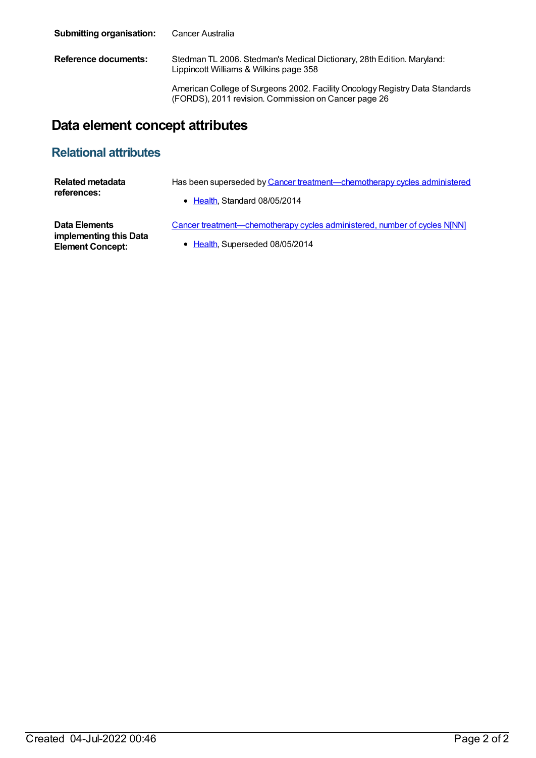**Submitting organisation:** Cancer Australia

**Reference documents:** Stedman TL 2006. Stedman's Medical Dictionary, 28th Edition. Maryland: Lippincott Williams & Wilkins page 358

American College of Surgeons 2002. Facility Oncology Registry Data Standards (FORDS), 2011 revision. Commission on Cancer page 26

# Data element concept attributes

## Relational attributes

**Related metadata references:** Has been superseded by Cancer treatment—chemotherapy cycles administered

- Health, Standard 08/05/2014

**Data Elements implementing this Data Element Concept:** Cancer treatment—chemotherapy cycles administered, number of cycles N[NN]

- Health, Superseded 08/05/2014